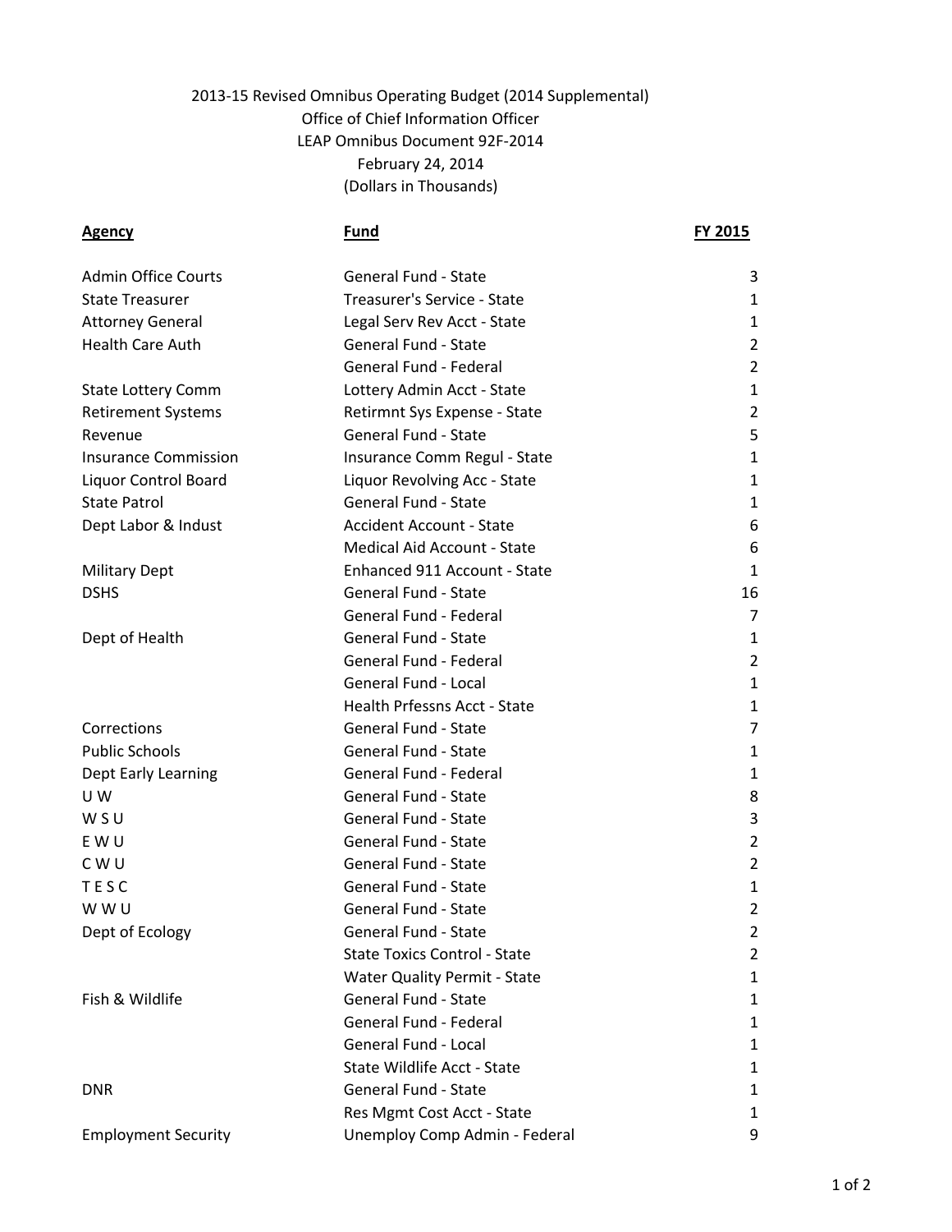2013-15 Revised Omnibus Operating Budget (2014 Supplemental)
Office of Chief Information Officer
LEAP Omnibus Document 92F-2014
February 24, 2014
(Dollars in Thousands)

| **Agency** | **Fund** | **FY 2015** |
|---|---|---|
| Admin Office Courts | General Fund - State | 3 |
| State Treasurer | Treasurer's Service - State | 1 |
| Attorney General | Legal Serv Rev Acct - State | 1 |
| Health Care Auth | General Fund - State | 2 |
| | General Fund - Federal | 2 |
| State Lottery Comm | Lottery Admin Acct - State | 1 |
| Retirement Systems | Retirmnt Sys Expense - State | 2 |
| Revenue | General Fund - State | 5 |
| Insurance Commission | Insurance Comm Regul - State | 1 |
| Liquor Control Board | Liquor Revolving Acc - State | 1 |
| State Patrol | General Fund - State | 1 |
| Dept Labor & Indust | Accident Account - State | 6 |
| | Medical Aid Account - State | 6 |
| Military Dept | Enhanced 911 Account - State | 1 |
| DSHS | General Fund - State | 16 |
| | General Fund - Federal | 7 |
| Dept of Health | General Fund - State | 1 |
| | General Fund - Federal | 2 |
| | General Fund - Local | 1 |
| | Health Prfessns Acct - State | 1 |
| Corrections | General Fund - State | 7 |
| Public Schools | General Fund - State | 1 |
| Dept Early Learning | General Fund - Federal | 1 |
| U W | General Fund - State | 8 |
| W S U | General Fund - State | 3 |
| E W U | General Fund - State | 2 |
| C W U | General Fund - State | 2 |
| T E S C | General Fund - State | 1 |
| W W U | General Fund - State | 2 |
| Dept of Ecology | General Fund - State | 2 |
| | State Toxics Control - State | 2 |
| | Water Quality Permit - State | 1 |
| Fish & Wildlife | General Fund - State | 1 |
| | General Fund - Federal | 1 |
| | General Fund - Local | 1 |
| | State Wildlife Acct - State | 1 |
| DNR | General Fund - State | 1 |
| | Res Mgmt Cost Acct - State | 1 |
| Employment Security | Unemploy Comp Admin - Federal | 9 |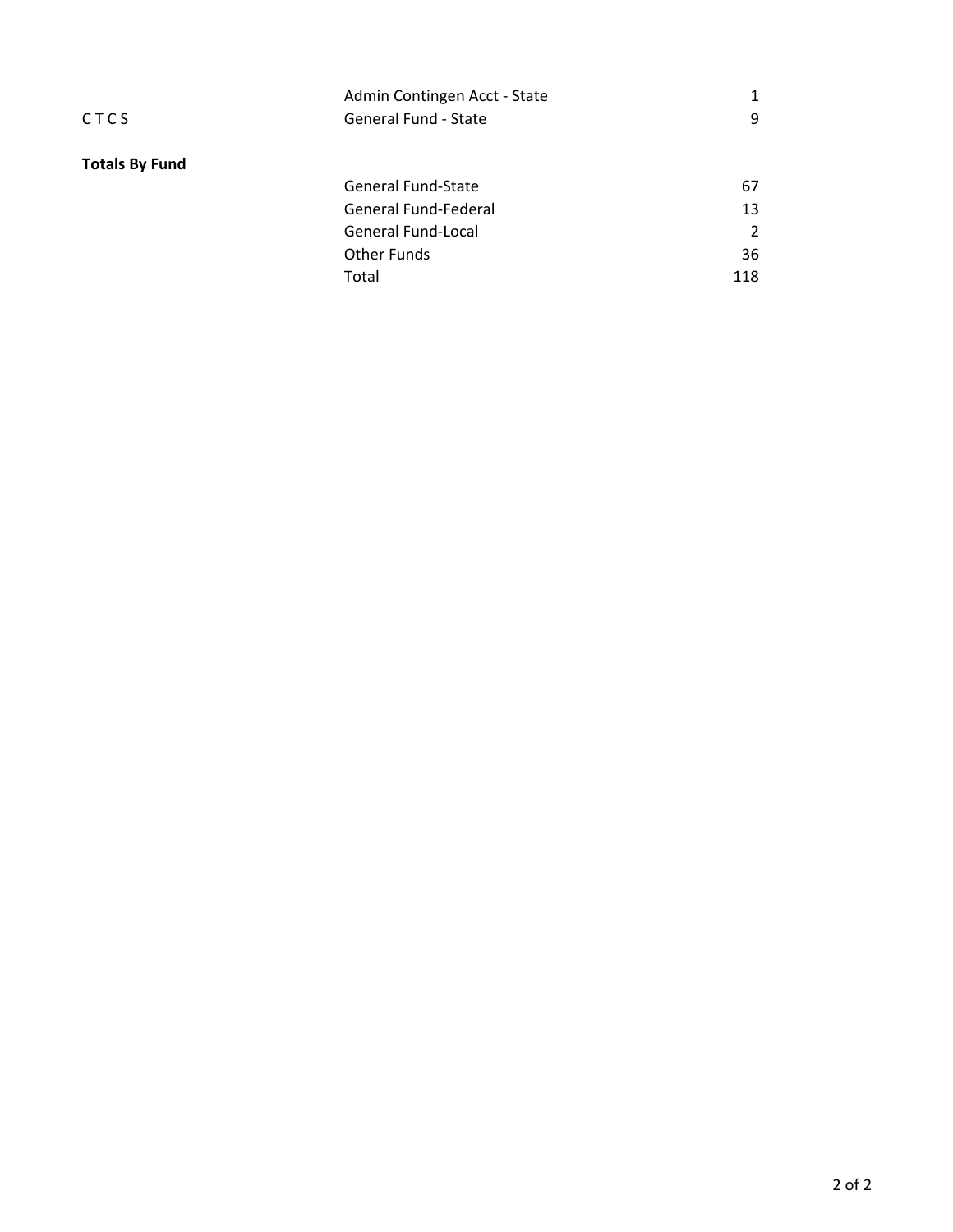| | | |
|---|---|---|
| | Admin Contingen Acct - State | 1 |
| C T C S | General Fund - State | 9 |

**Totals By Fund**

| | | |
|---|---|---|
| | General Fund-State | 67 |
| | General Fund-Federal | 13 |
| | General Fund-Local | 2 |
| | Other Funds | 36 |
| | Total | 118 |